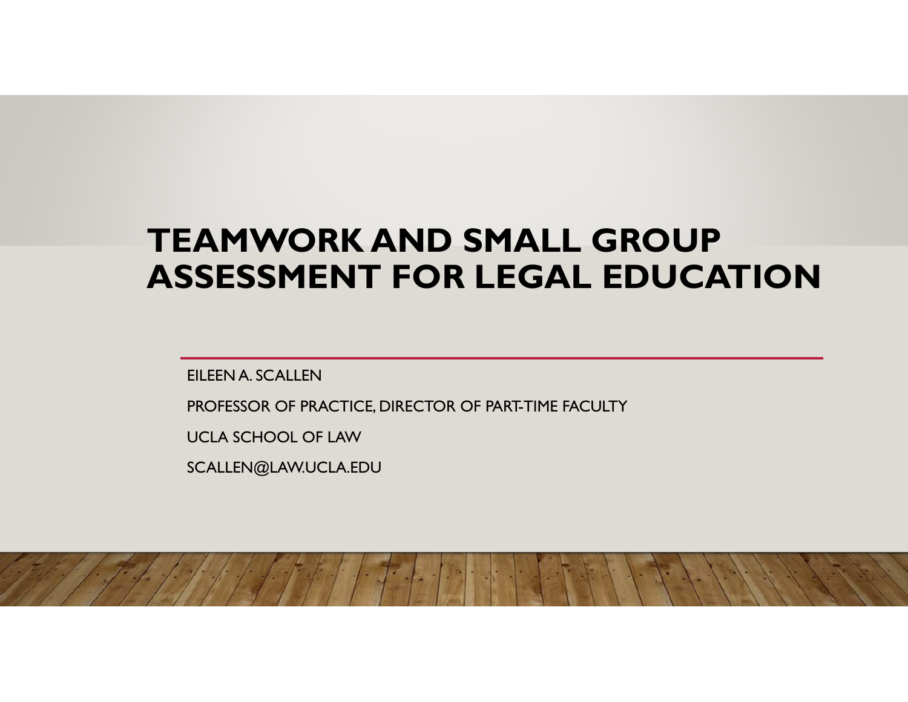# TEAMWORK AND SMALL GROUP ASSESSMENT FOR LEGAL EDUCATION

EILEEN A. SCALLEN

PROFESSOR OF PRACTICE, DIRECTOR OF PART-TIME FACULTY

UCLA SCHOOL OF LAW

SCALLEN@LAW.UCLA.EDU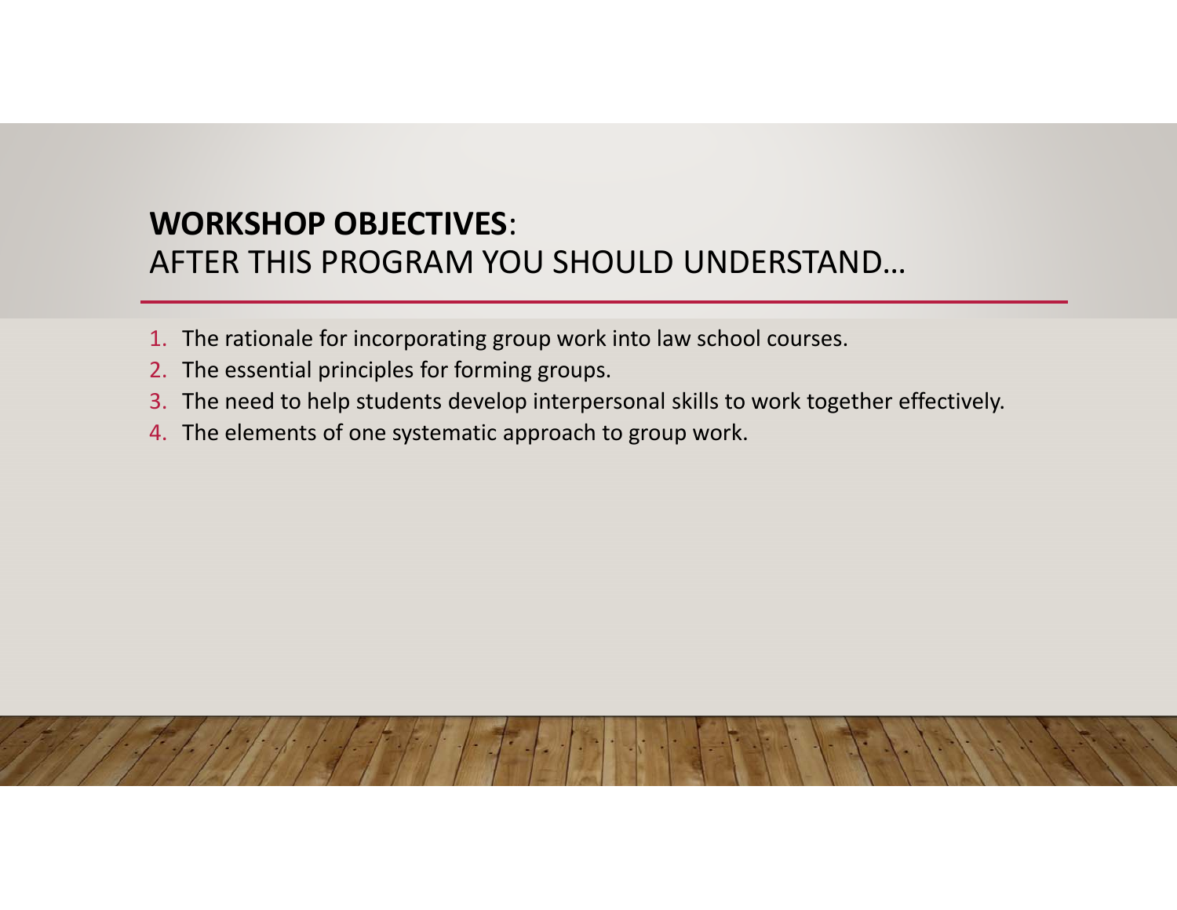## **WORKSHOP OBJECTIVES**:
## AFTER THIS PROGRAM YOU SHOULD UNDERSTAND…

1. The rationale for incorporating group work into law school courses.
2. The essential principles for forming groups.
3. The need to help students develop interpersonal skills to work together effectively.
4. The elements of one systematic approach to group work.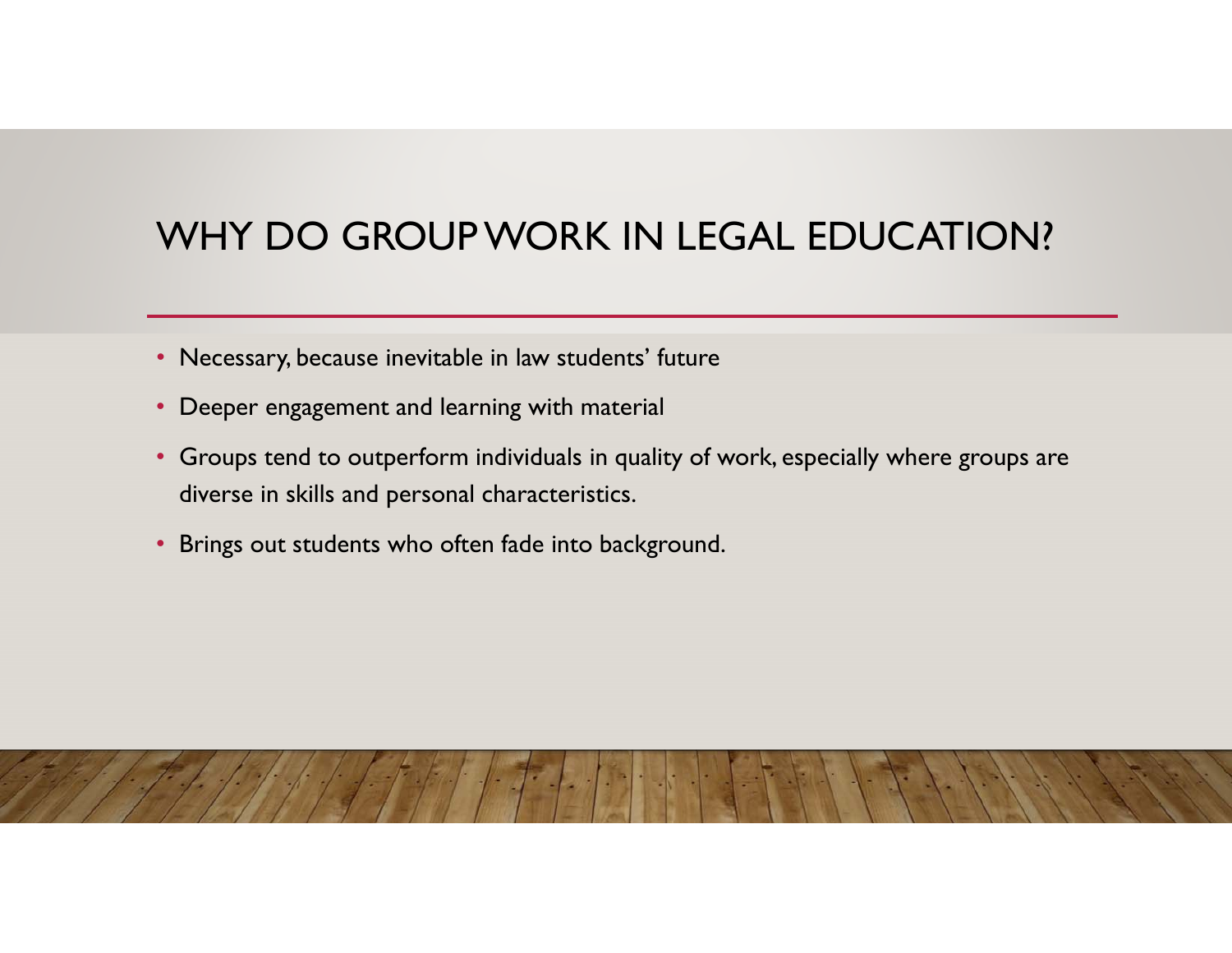# WHY DO GROUP WORK IN LEGAL EDUCATION?

- Necessary, because inevitable in law students' future
- Deeper engagement and learning with material
- Groups tend to outperform individuals in quality of work, especially where groups are diverse in skills and personal characteristics.
- Brings out students who often fade into background.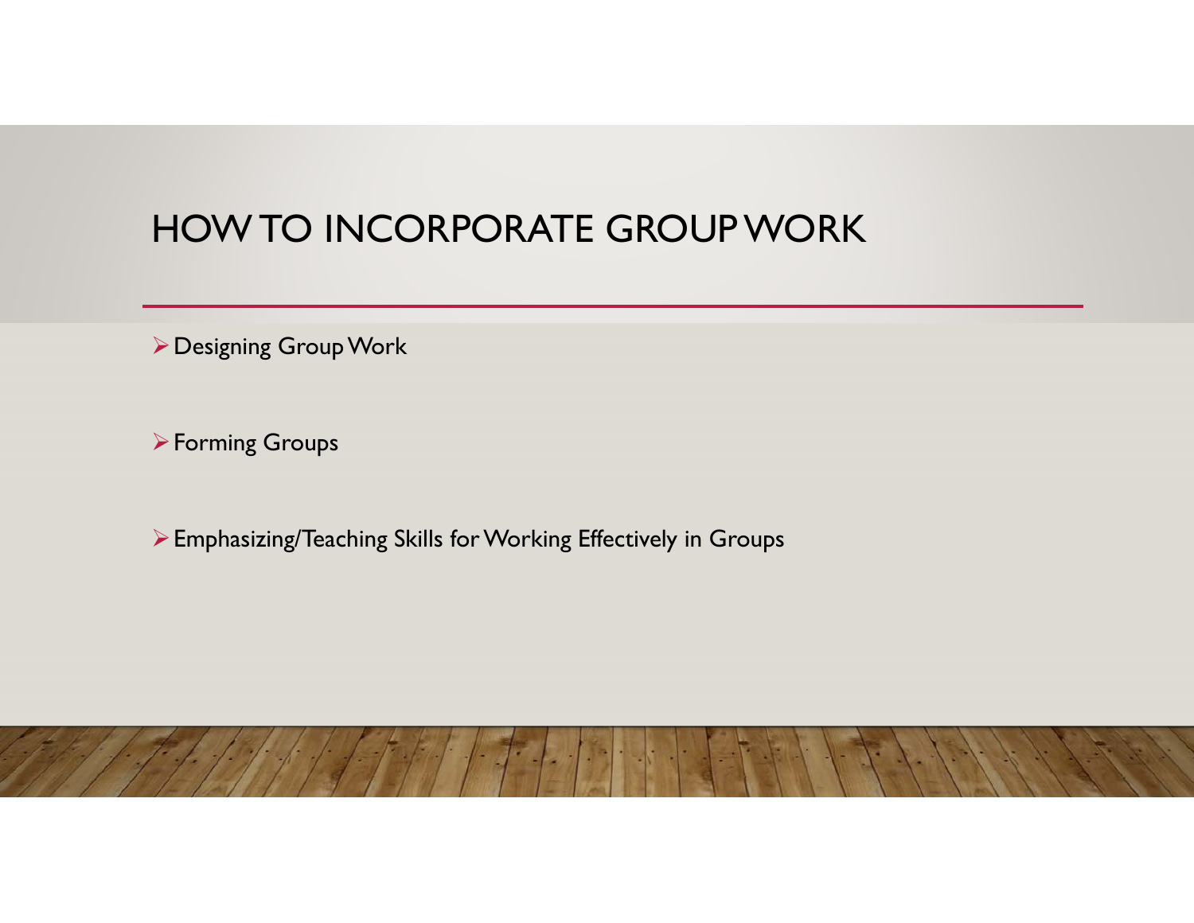# HOW TO INCORPORATE GROUP WORK

- Designing Group Work
- Forming Groups
- Emphasizing/Teaching Skills for Working Effectively in Groups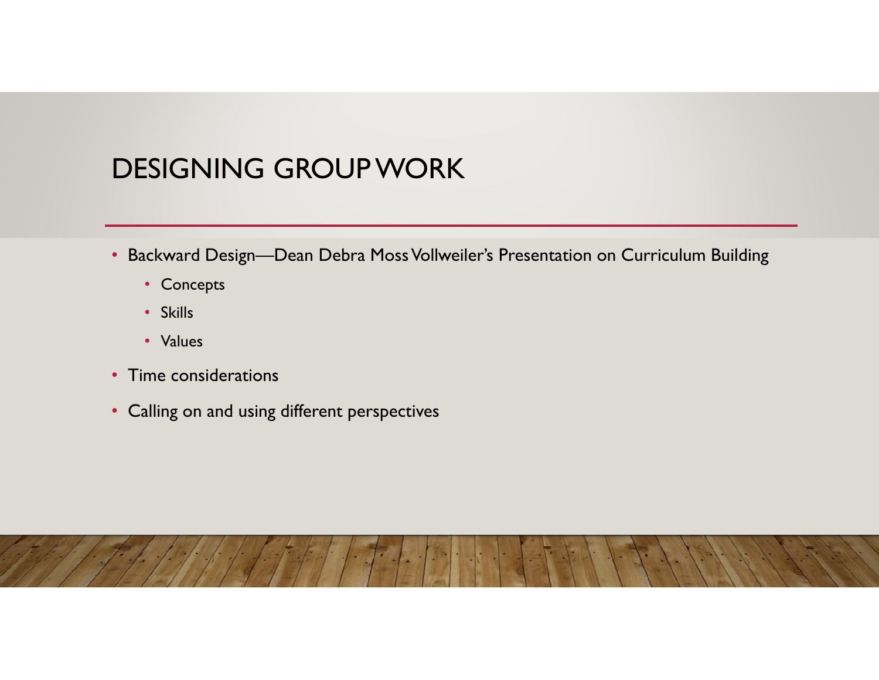# DESIGNING GROUP WORK

- Backward Design—Dean Debra Moss Vollweiler's Presentation on Curriculum Building
  - Concepts
  - Skills
  - Values
- Time considerations
- Calling on and using different perspectives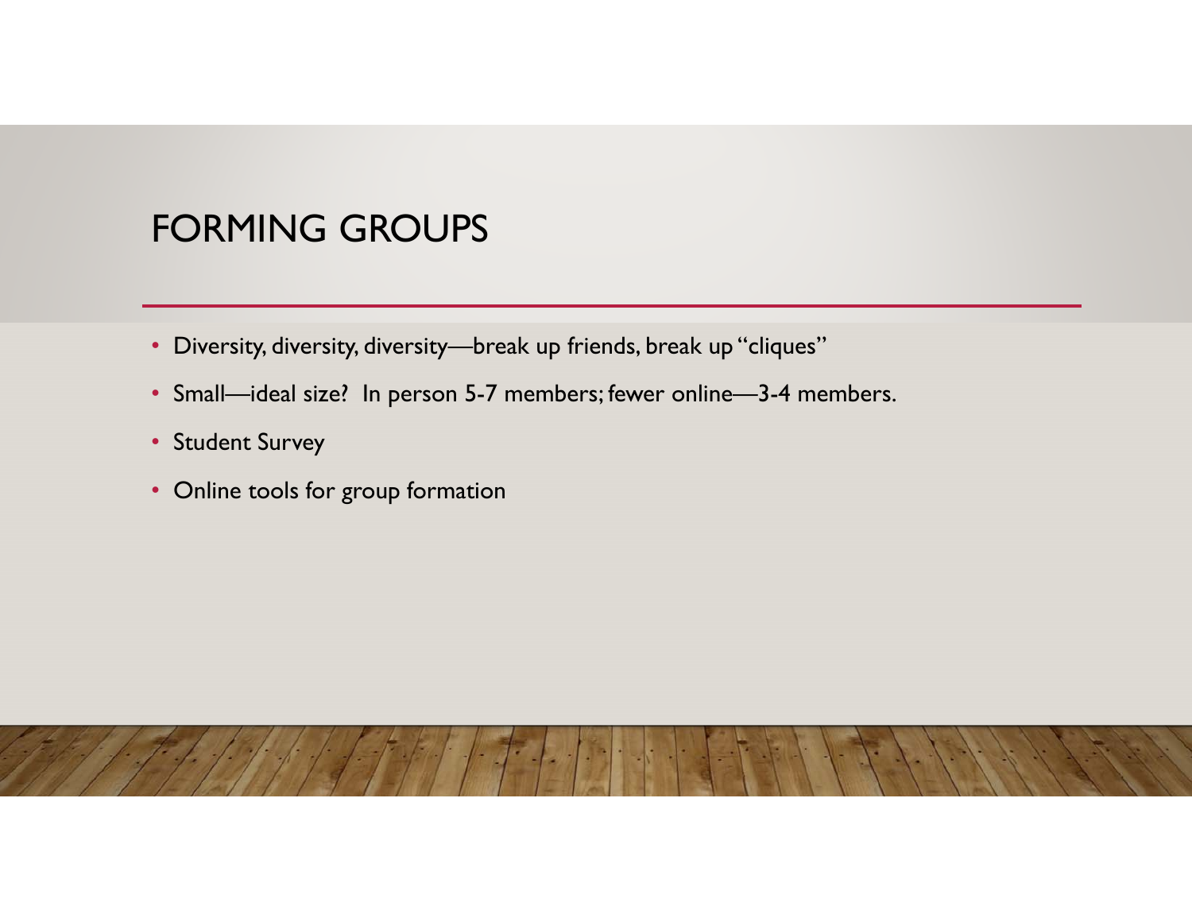# FORMING GROUPS

- Diversity, diversity, diversity—break up friends, break up "cliques"
- Small—ideal size? In person 5-7 members; fewer online—3-4 members.
- Student Survey
- Online tools for group formation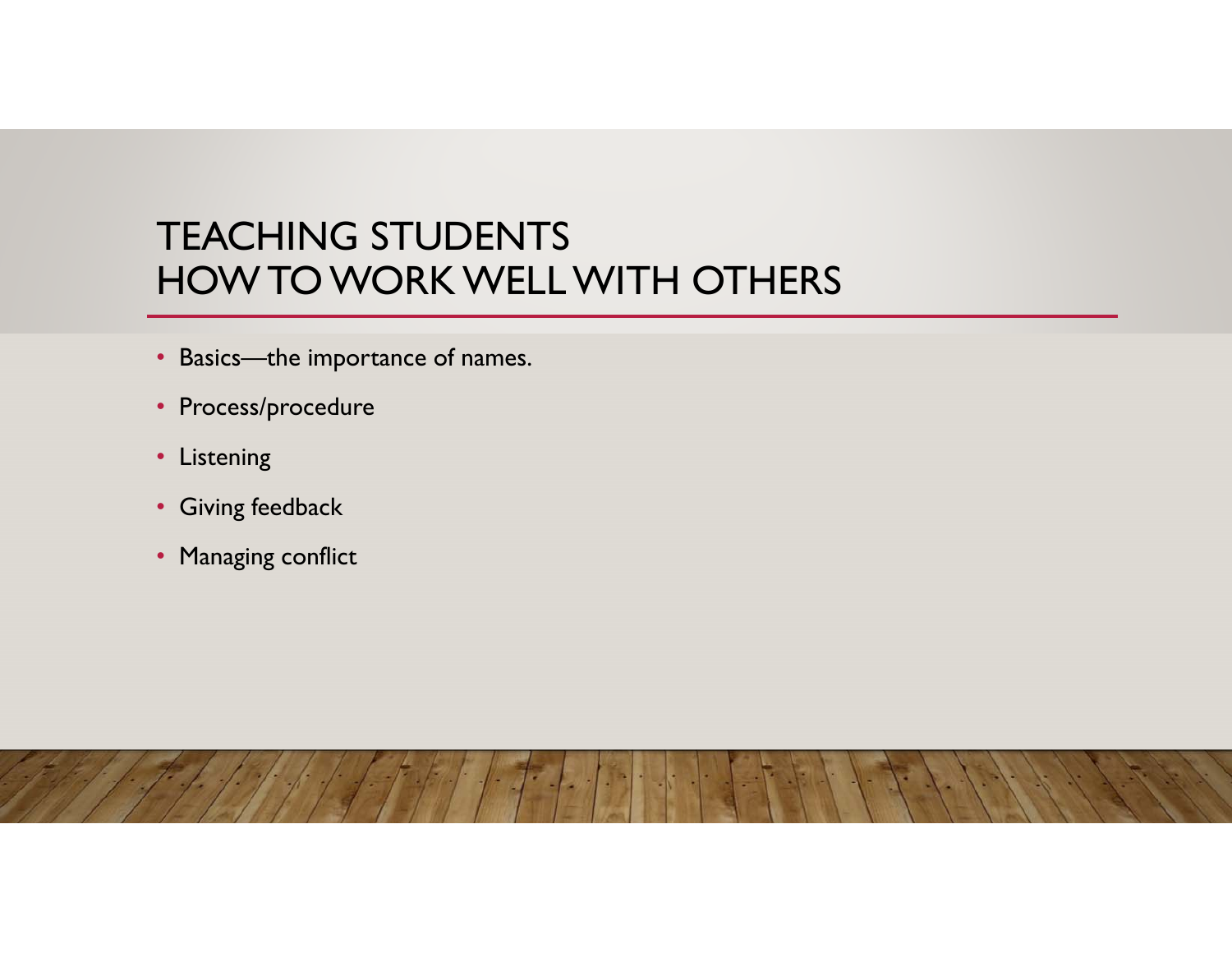# TEACHING STUDENTS HOW TO WORK WELL WITH OTHERS

- Basics—the importance of names.
- Process/procedure
- Listening
- Giving feedback
- Managing conflict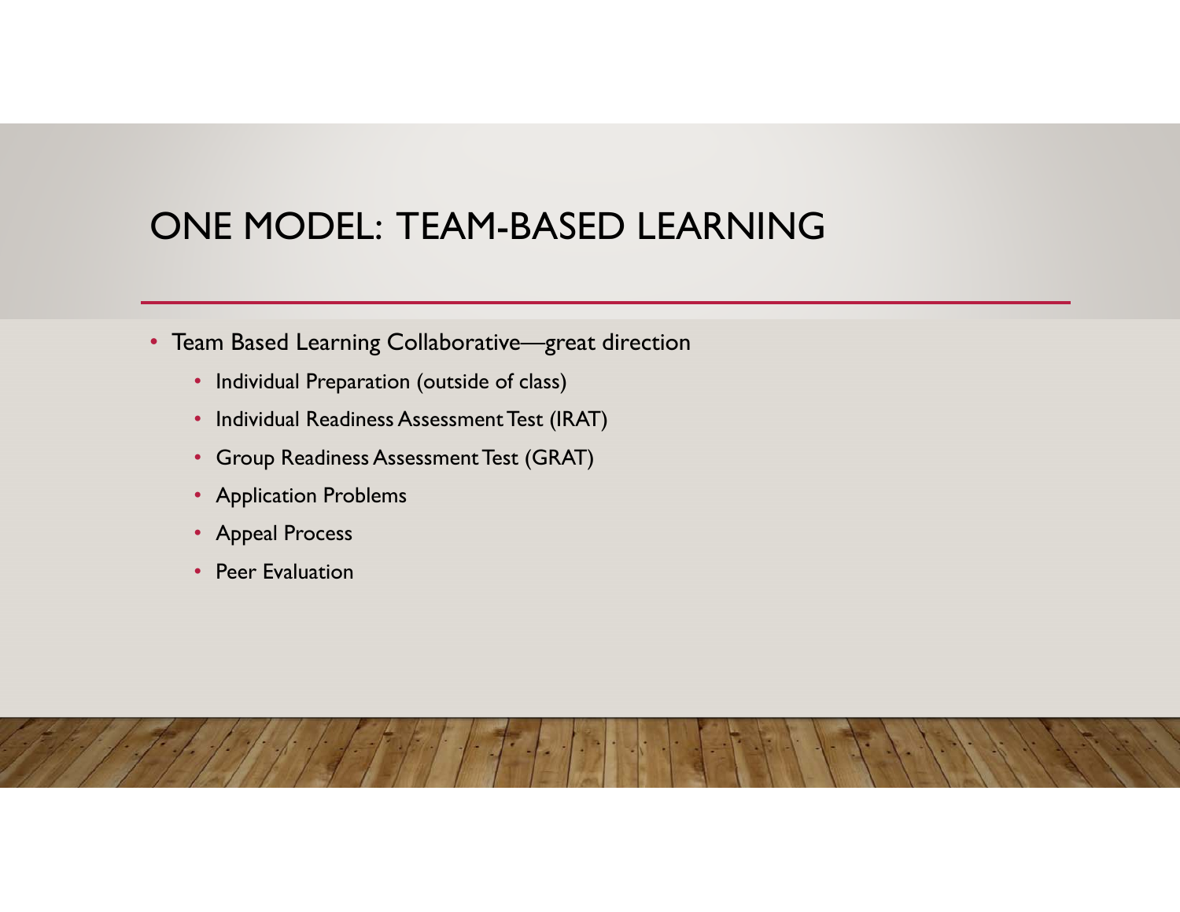# ONE MODEL: TEAM-BASED LEARNING

- Team Based Learning Collaborative—great direction
  - Individual Preparation (outside of class)
  - Individual Readiness Assessment Test (IRAT)
  - Group Readiness Assessment Test (GRAT)
  - Application Problems
  - Appeal Process
  - Peer Evaluation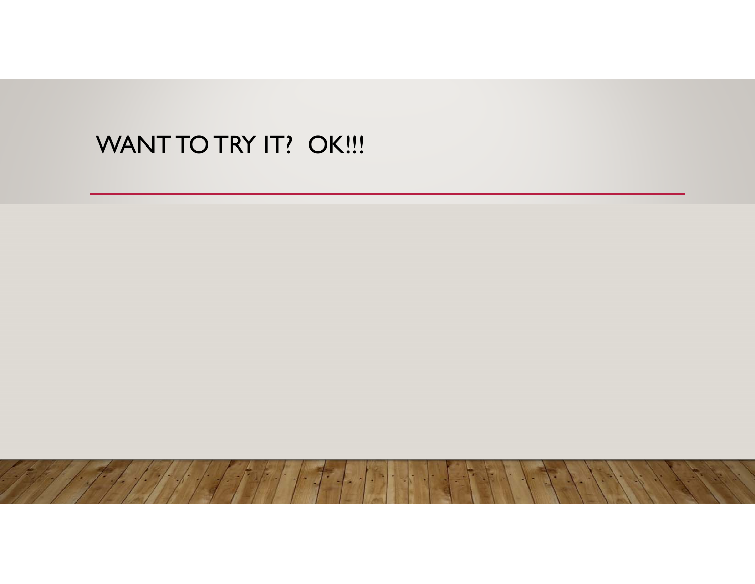# WANT TO TRY IT? OK!!!